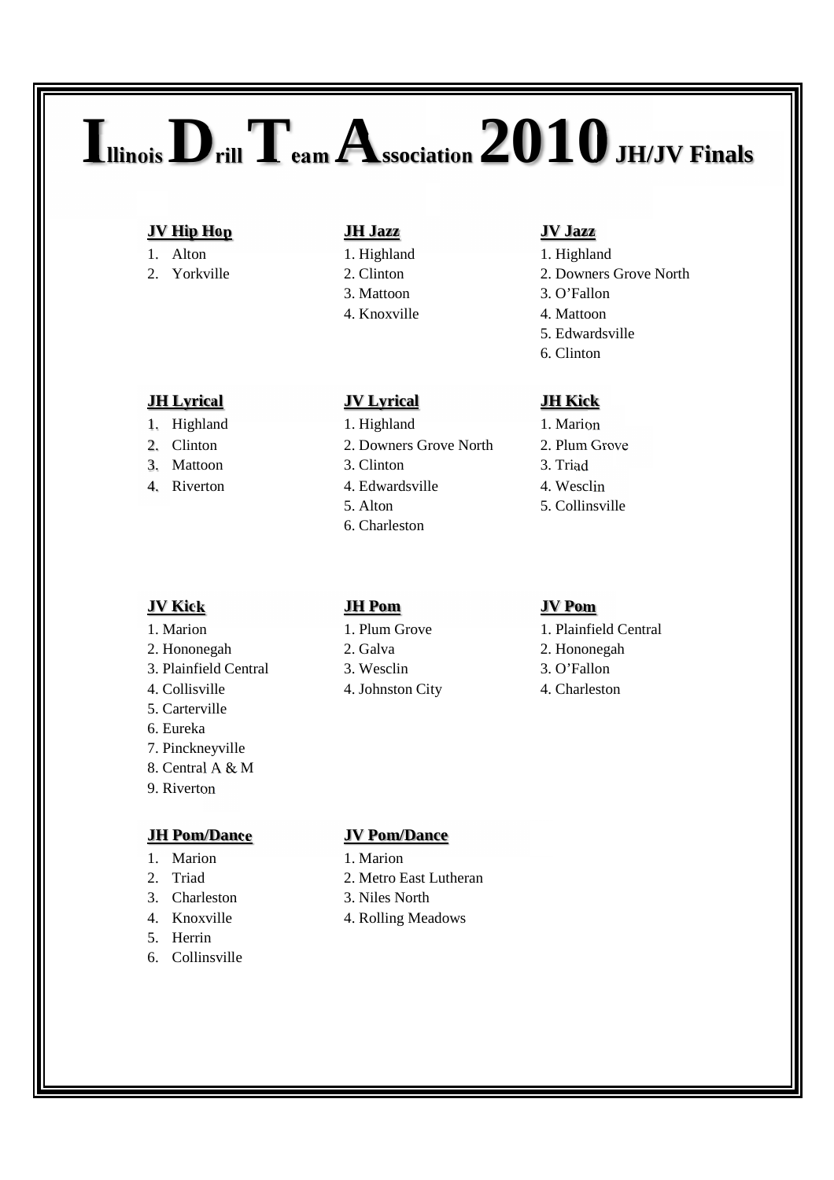# Illinois Drill Team Association 2010 JH/JV Finals

### JV Hip Hop

1. Alton
2. Yorkville

### JH Jazz

1. Highland
2. Clinton
3. Mattoon
4. Knoxville

### JV Jazz

1. Highland
2. Downers Grove North
3. O'Fallon
4. Mattoon
5. Edwardsville
6. Clinton

### JH Lyrical

1. Highland
2. Clinton
3. Mattoon
4. Riverton

### JV Lyrical

1. Highland
2. Downers Grove North
3. Clinton
4. Edwardsville
5. Alton
6. Charleston

### JH Kick

1. Marion
2. Plum Grove
3. Triad
4. Wesclin
5. Collinsville

### JV Kick

1. Marion
2. Hononegah
3. Plainfield Central
4. Collisville
5. Carterville
6. Eureka
7. Pinckneyville
8. Central A & M
9. Riverton

### JH Pom

1. Plum Grove
2. Galva
3. Wesclin
4. Johnston City

### JV Pom

1. Plainfield Central
2. Hononegah
3. O'Fallon
4. Charleston

### JH Pom/Dance

1. Marion
2. Triad
3. Charleston
4. Knoxville
5. Herrin
6. Collinsville

### JV Pom/Dance

1. Marion
2. Metro East Lutheran
3. Niles North
4. Rolling Meadows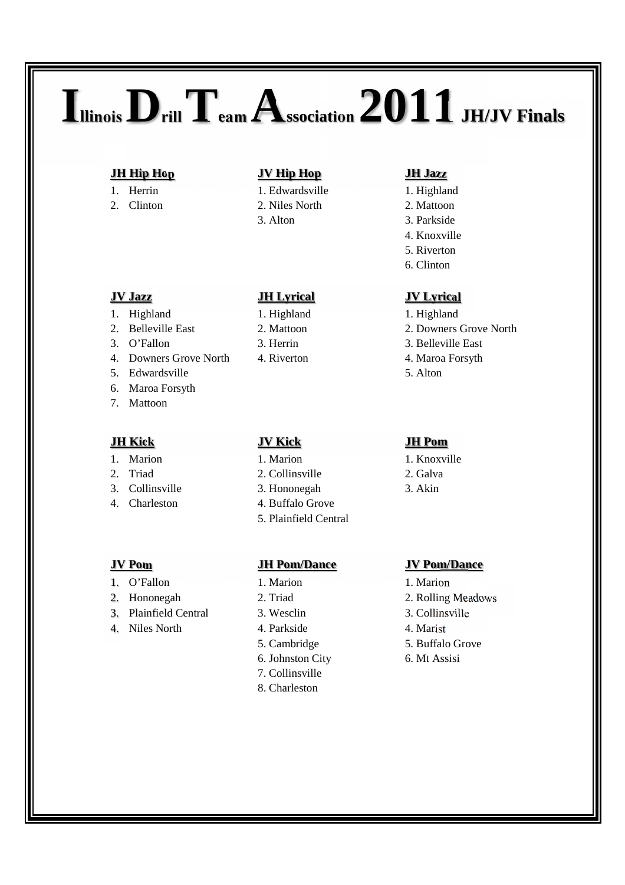# Illinois Drill Team Association 2011 JH/JV Finals

**JH Hip Hop**

1. Herrin
2. Clinton

**JV Hip Hop**

1. Edwardsville
2. Niles North
3. Alton

**JH Jazz**

1. Highland
2. Mattoon
3. Parkside
4. Knoxville
5. Riverton
6. Clinton

**JV Jazz**

1. Highland
2. Belleville East
3. O'Fallon
4. Downers Grove North
5. Edwardsville
6. Maroa Forsyth
7. Mattoon

**JH Lyrical**

1. Highland
2. Mattoon
3. Herrin
4. Riverton

**JV Lyrical**

1. Highland
2. Downers Grove North
3. Belleville East
4. Maroa Forsyth
5. Alton

**JH Kick**

1. Marion
2. Triad
3. Collinsville
4. Charleston

**JV Kick**

1. Marion
2. Collinsville
3. Hononegah
4. Buffalo Grove
5. Plainfield Central

**JH Pom**

1. Knoxville
2. Galva
3. Akin

**JV Pom**

1. O'Fallon
2. Hononegah
3. Plainfield Central
4. Niles North

**JH Pom/Dance**

1. Marion
2. Triad
3. Wesclin
4. Parkside
5. Cambridge
6. Johnston City
7. Collinsville
8. Charleston

**JV Pom/Dance**

1. Marion
2. Rolling Meadows
3. Collinsville
4. Marist
5. Buffalo Grove
6. Mt Assisi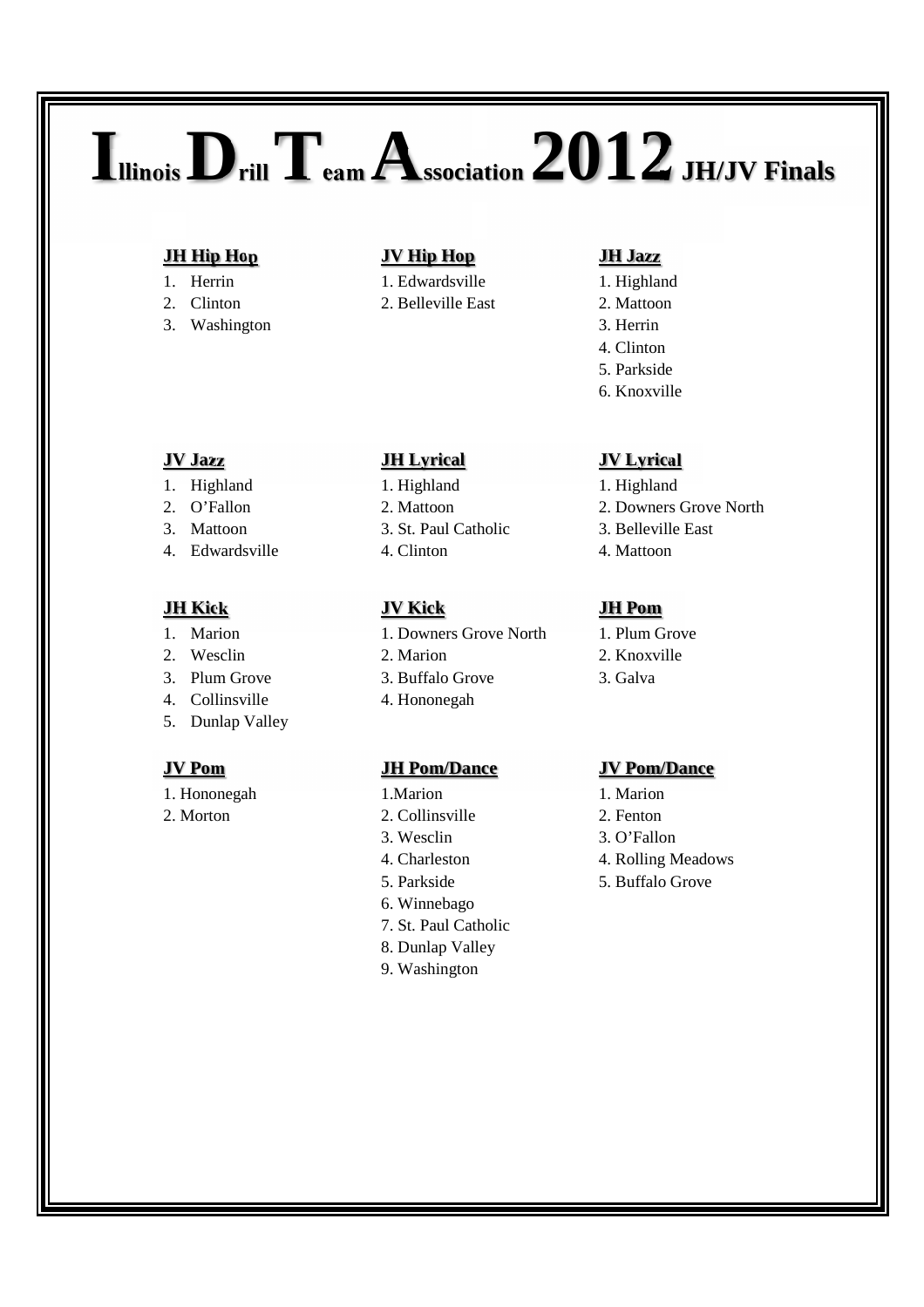# Illinois Drill Team Association 2012 JH/JV Finals

### JH Hip Hop

1. Herrin
2. Clinton
3. Washington

### JV Hip Hop

1. Edwardsville
2. Belleville East

### JH Jazz

1. Highland
2. Mattoon
3. Herrin
4. Clinton
5. Parkside
6. Knoxville

### JV Jazz

1. Highland
2. O'Fallon
3. Mattoon
4. Edwardsville

### JH Lyrical

1. Highland
2. Mattoon
3. St. Paul Catholic
4. Clinton

### JV Lyrical

1. Highland
2. Downers Grove North
3. Belleville East
4. Mattoon

### JH Kick

1. Marion
2. Wesclin
3. Plum Grove
4. Collinsville
5. Dunlap Valley

### JV Kick

1. Downers Grove North
2. Marion
3. Buffalo Grove
4. Hononegah

### JH Pom

1. Plum Grove
2. Knoxville
3. Galva

### JV Pom

1. Hononegah
2. Morton

### JH Pom/Dance

1. Marion
2. Collinsville
3. Wesclin
4. Charleston
5. Parkside
6. Winnebago
7. St. Paul Catholic
8. Dunlap Valley
9. Washington

### JV Pom/Dance

1. Marion
2. Fenton
3. O'Fallon
4. Rolling Meadows
5. Buffalo Grove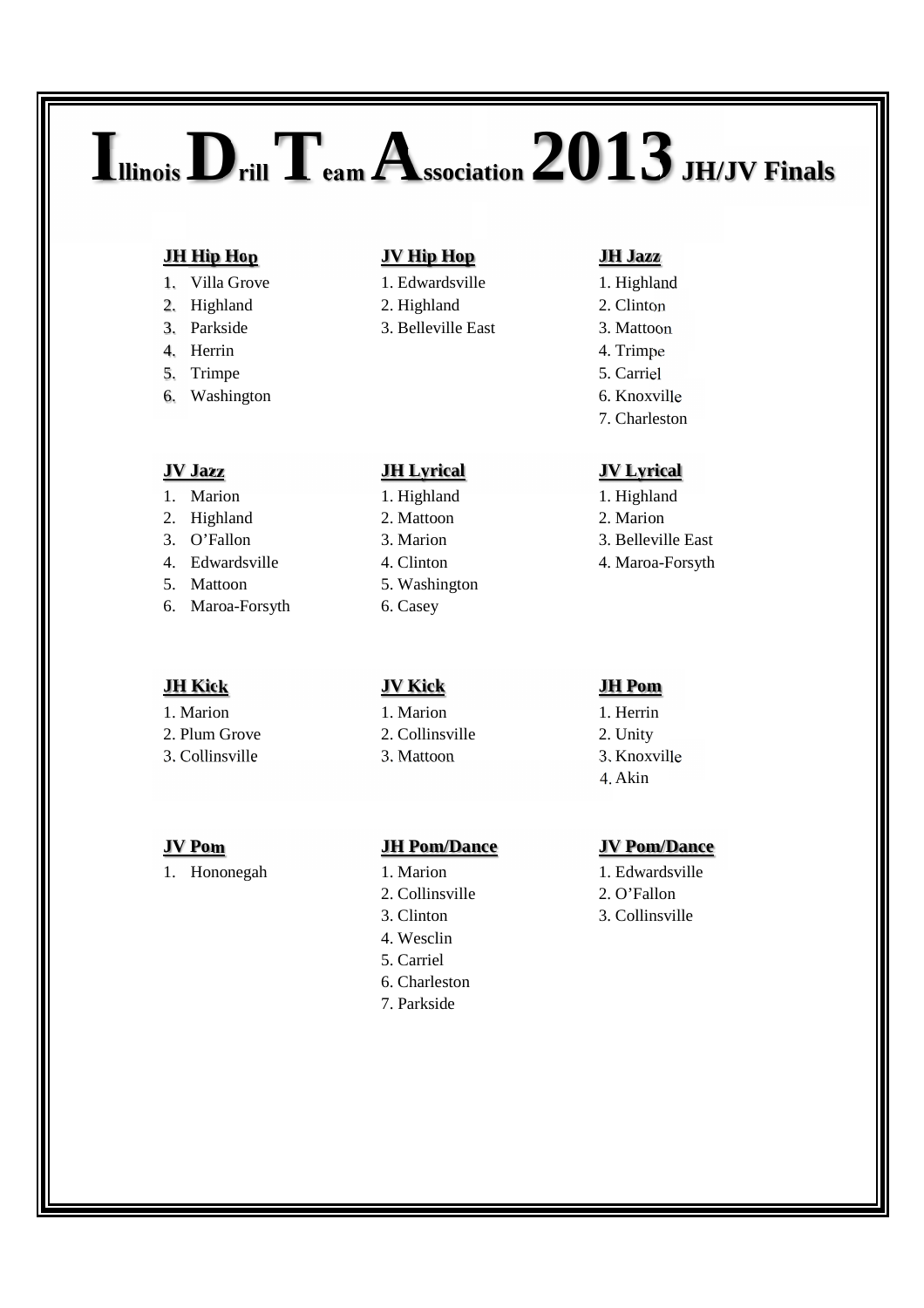# Illinois Drill Team Association 2013 JH/JV Finals

### JH Hip Hop

1. Villa Grove
2. Highland
3. Parkside
4. Herrin
5. Trimpe
6. Washington

### JV Hip Hop

1. Edwardsville
2. Highland
3. Belleville East

### JH Jazz

1. Highland
2. Clinton
3. Mattoon
4. Trimpe
5. Carriel
6. Knoxville
7. Charleston

### JV Jazz

1. Marion
2. Highland
3. O'Fallon
4. Edwardsville
5. Mattoon
6. Maroa-Forsyth

### JH Lyrical

1. Highland
2. Mattoon
3. Marion
4. Clinton
5. Washington
6. Casey

### JV Lyrical

1. Highland
2. Marion
3. Belleville East
4. Maroa-Forsyth

### JH Kick

1. Marion
2. Plum Grove
3. Collinsville

### JV Kick

1. Marion
2. Collinsville
3. Mattoon

### JH Pom

1. Herrin
2. Unity
3. Knoxville
4. Akin

### JV Pom

1. Hononegah

### JH Pom/Dance

1. Marion
2. Collinsville
3. Clinton
4. Wesclin
5. Carriel
6. Charleston
7. Parkside

### JV Pom/Dance

1. Edwardsville
2. O'Fallon
3. Collinsville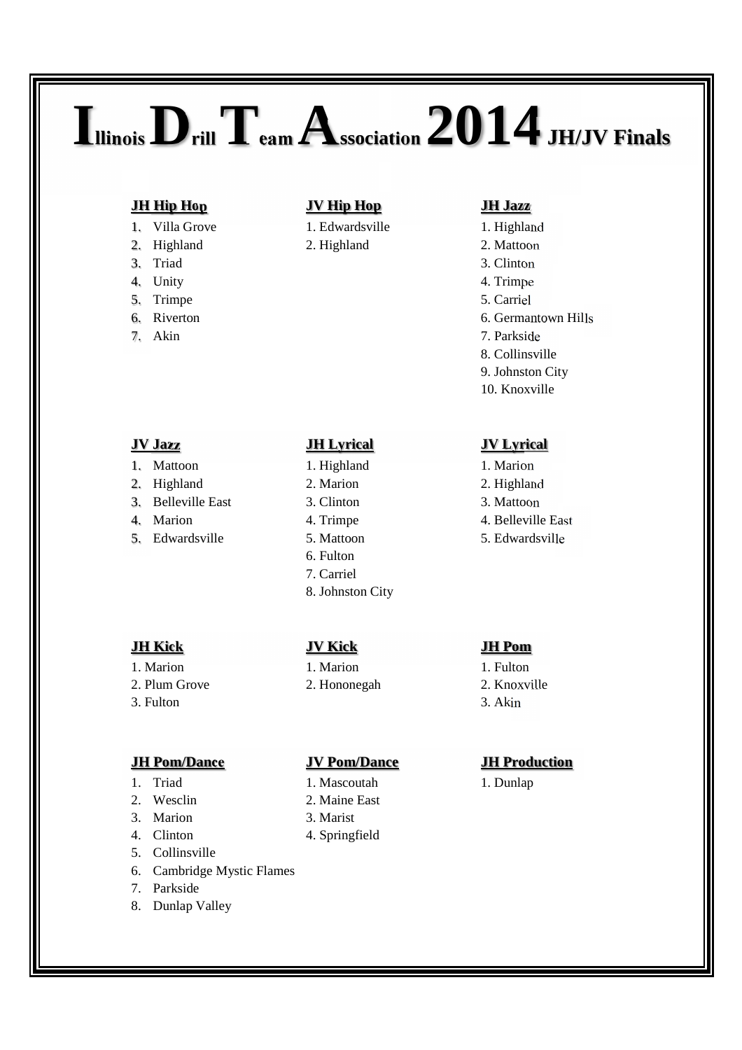# Illinois Drill Team Association 2014 JH/JV Finals

### JH Hip Hop

1. Villa Grove
2. Highland
3. Triad
4. Unity
5. Trimpe
6. Riverton
7. Akin

### JV Hip Hop

1. Edwardsville
2. Highland

### JH Jazz

1. Highland
2. Mattoon
3. Clinton
4. Trimpe
5. Carriel
6. Germantown Hills
7. Parkside
8. Collinsville
9. Johnston City
10. Knoxville

### JV Jazz

1. Mattoon
2. Highland
3. Belleville East
4. Marion
5. Edwardsville

### JH Lyrical

1. Highland
2. Marion
3. Clinton
4. Trimpe
5. Mattoon
6. Fulton
7. Carriel
8. Johnston City

### JV Lyrical

1. Marion
2. Highland
3. Mattoon
4. Belleville East
5. Edwardsville

### JH Kick

1. Marion
2. Plum Grove
3. Fulton

### JV Kick

1. Marion
2. Hononegah

### JH Pom

1. Fulton
2. Knoxville
3. Akin

### JH Pom/Dance

1. Triad
2. Wesclin
3. Marion
4. Clinton
5. Collinsville
6. Cambridge Mystic Flames
7. Parkside
8. Dunlap Valley

### JV Pom/Dance

1. Mascoutah
2. Maine East
3. Marist
4. Springfield

### JH Production

1. Dunlap